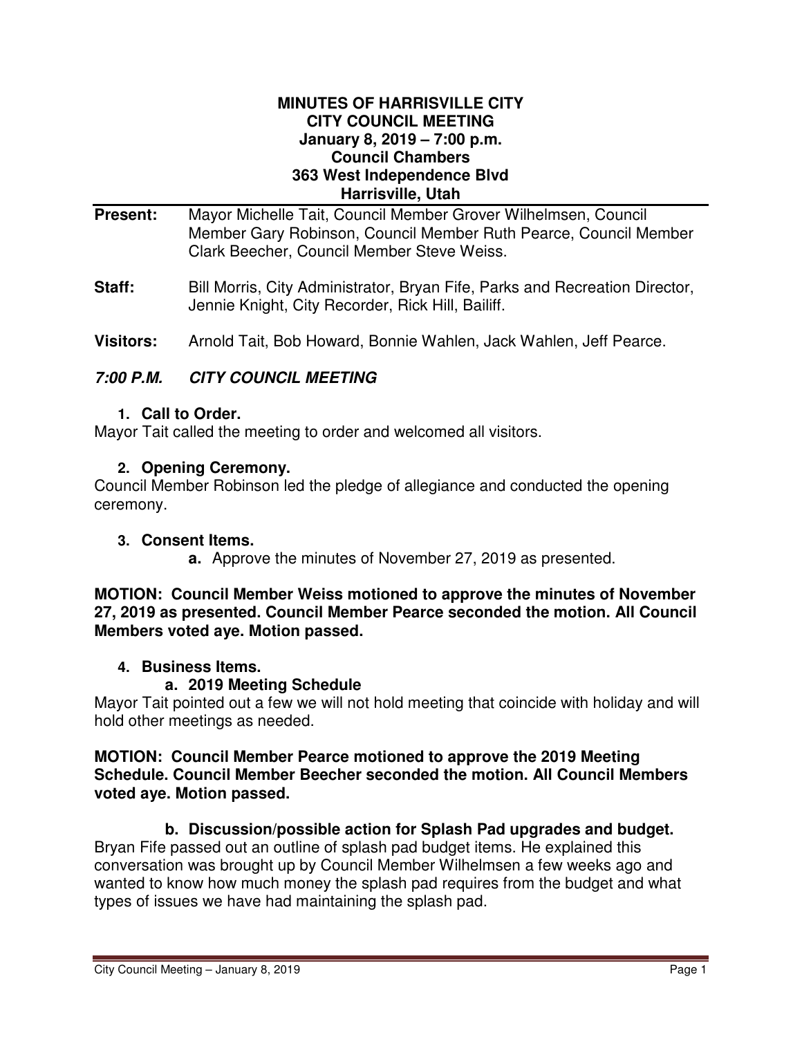**MINUTES OF HARRISVILLE CITY**
**CITY COUNCIL MEETING**
**January 8, 2019 – 7:00 p.m.**
**Council Chambers**
**363 West Independence Blvd**
**Harrisville, Utah**

**Present:** Mayor Michelle Tait, Council Member Grover Wilhelmsen, Council Member Gary Robinson, Council Member Ruth Pearce, Council Member Clark Beecher, Council Member Steve Weiss.

**Staff:** Bill Morris, City Administrator, Bryan Fife, Parks and Recreation Director, Jennie Knight, City Recorder, Rick Hill, Bailiff.

**Visitors:** Arnold Tait, Bob Howard, Bonnie Wahlen, Jack Wahlen, Jeff Pearce.

***7:00 P.M. CITY COUNCIL MEETING***

1. **Call to Order.**

Mayor Tait called the meeting to order and welcomed all visitors.

2. **Opening Ceremony.**

Council Member Robinson led the pledge of allegiance and conducted the opening ceremony.

3. **Consent Items.**

 **a.** Approve the minutes of November 27, 2019 as presented.

**MOTION: Council Member Weiss motioned to approve the minutes of November 27, 2019 as presented. Council Member Pearce seconded the motion. All Council Members voted aye. Motion passed.**

4. **Business Items.**

 **a. 2019 Meeting Schedule**

Mayor Tait pointed out a few we will not hold meeting that coincide with holiday and will hold other meetings as needed.

**MOTION: Council Member Pearce motioned to approve the 2019 Meeting Schedule. Council Member Beecher seconded the motion. All Council Members voted aye. Motion passed.**

 **b. Discussion/possible action for Splash Pad upgrades and budget.**

Bryan Fife passed out an outline of splash pad budget items. He explained this conversation was brought up by Council Member Wilhelmsen a few weeks ago and wanted to know how much money the splash pad requires from the budget and what types of issues we have had maintaining the splash pad.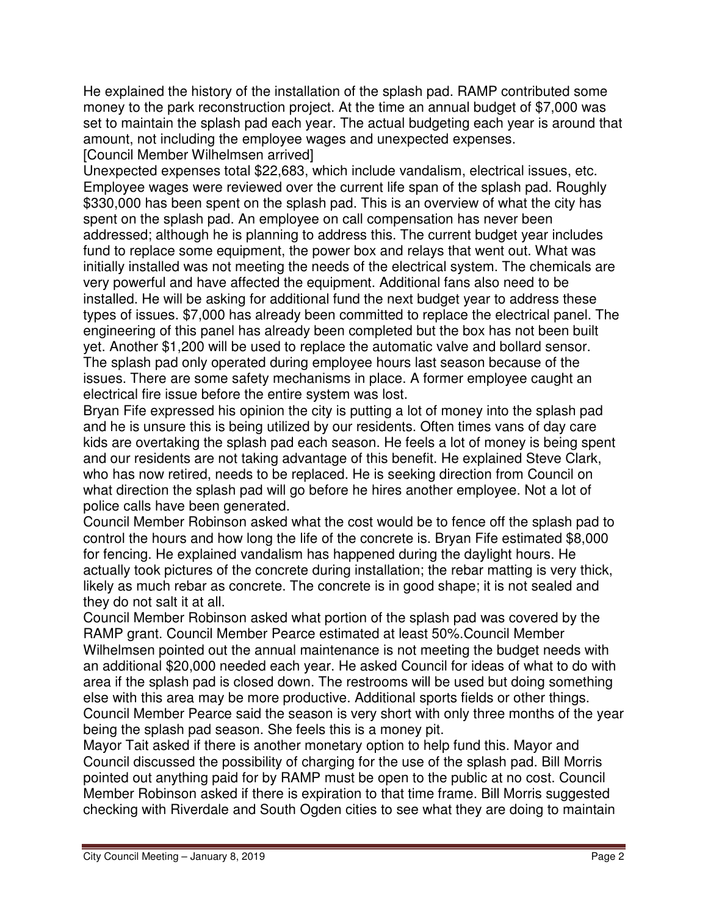He explained the history of the installation of the splash pad. RAMP contributed some money to the park reconstruction project. At the time an annual budget of $7,000 was set to maintain the splash pad each year. The actual budgeting each year is around that amount, not including the employee wages and unexpected expenses.

[Council Member Wilhelmsen arrived]

Unexpected expenses total $22,683, which include vandalism, electrical issues, etc. Employee wages were reviewed over the current life span of the splash pad. Roughly $330,000 has been spent on the splash pad. This is an overview of what the city has spent on the splash pad. An employee on call compensation has never been addressed; although he is planning to address this. The current budget year includes fund to replace some equipment, the power box and relays that went out. What was initially installed was not meeting the needs of the electrical system. The chemicals are very powerful and have affected the equipment. Additional fans also need to be installed. He will be asking for additional fund the next budget year to address these types of issues. $7,000 has already been committed to replace the electrical panel. The engineering of this panel has already been completed but the box has not been built yet. Another $1,200 will be used to replace the automatic valve and bollard sensor. The splash pad only operated during employee hours last season because of the issues. There are some safety mechanisms in place. A former employee caught an electrical fire issue before the entire system was lost.

Bryan Fife expressed his opinion the city is putting a lot of money into the splash pad and he is unsure this is being utilized by our residents. Often times vans of day care kids are overtaking the splash pad each season. He feels a lot of money is being spent and our residents are not taking advantage of this benefit. He explained Steve Clark, who has now retired, needs to be replaced. He is seeking direction from Council on what direction the splash pad will go before he hires another employee. Not a lot of police calls have been generated.

Council Member Robinson asked what the cost would be to fence off the splash pad to control the hours and how long the life of the concrete is. Bryan Fife estimated $8,000 for fencing. He explained vandalism has happened during the daylight hours. He actually took pictures of the concrete during installation; the rebar matting is very thick, likely as much rebar as concrete. The concrete is in good shape; it is not sealed and they do not salt it at all.

Council Member Robinson asked what portion of the splash pad was covered by the RAMP grant. Council Member Pearce estimated at least 50%.Council Member Wilhelmsen pointed out the annual maintenance is not meeting the budget needs with an additional $20,000 needed each year. He asked Council for ideas of what to do with area if the splash pad is closed down. The restrooms will be used but doing something else with this area may be more productive. Additional sports fields or other things.

Council Member Pearce said the season is very short with only three months of the year being the splash pad season. She feels this is a money pit.

Mayor Tait asked if there is another monetary option to help fund this. Mayor and Council discussed the possibility of charging for the use of the splash pad. Bill Morris pointed out anything paid for by RAMP must be open to the public at no cost. Council Member Robinson asked if there is expiration to that time frame. Bill Morris suggested checking with Riverdale and South Ogden cities to see what they are doing to maintain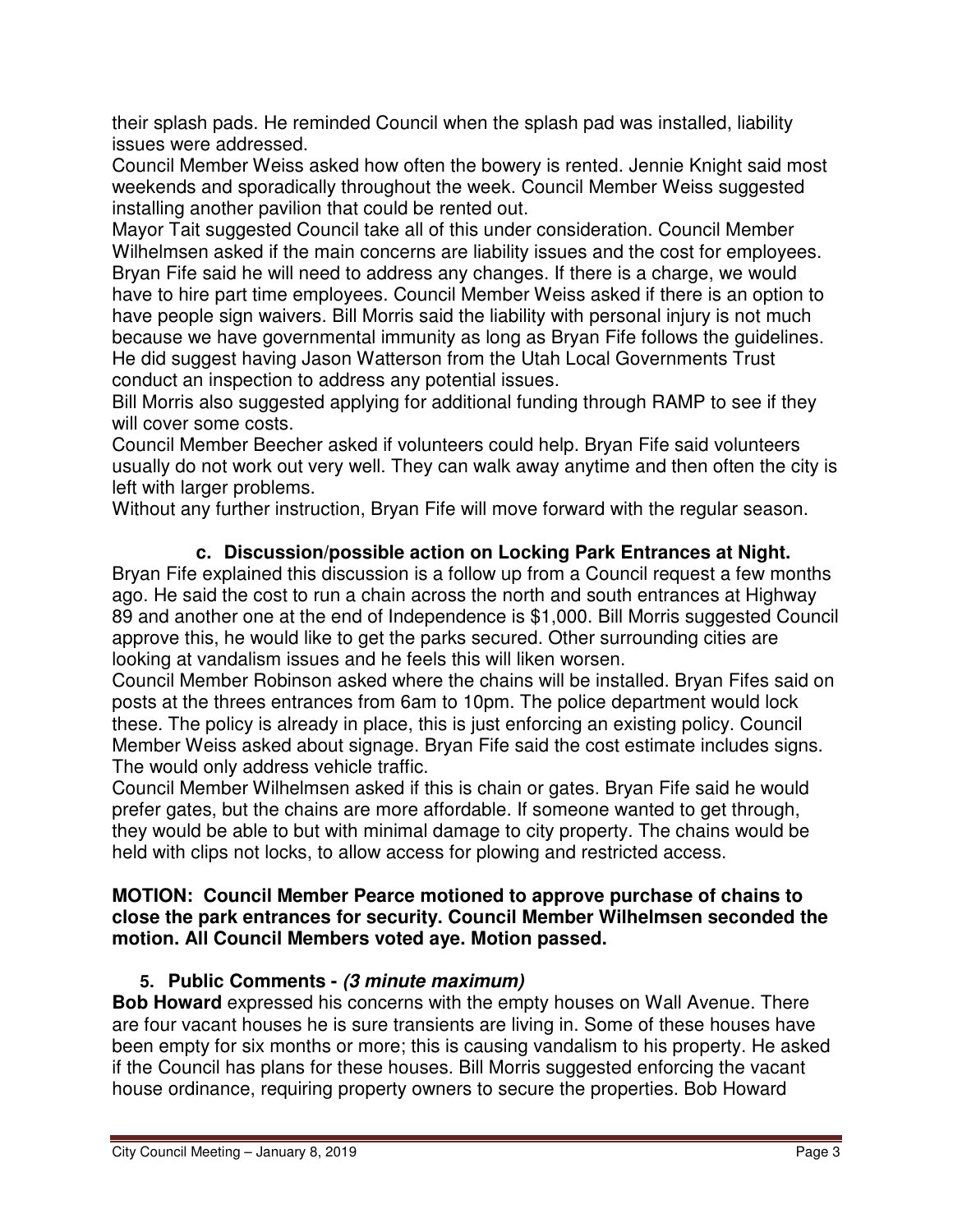their splash pads. He reminded Council when the splash pad was installed, liability issues were addressed.

Council Member Weiss asked how often the bowery is rented. Jennie Knight said most weekends and sporadically throughout the week. Council Member Weiss suggested installing another pavilion that could be rented out.

Mayor Tait suggested Council take all of this under consideration. Council Member Wilhelmsen asked if the main concerns are liability issues and the cost for employees. Bryan Fife said he will need to address any changes. If there is a charge, we would have to hire part time employees. Council Member Weiss asked if there is an option to have people sign waivers. Bill Morris said the liability with personal injury is not much because we have governmental immunity as long as Bryan Fife follows the guidelines. He did suggest having Jason Watterson from the Utah Local Governments Trust conduct an inspection to address any potential issues.

Bill Morris also suggested applying for additional funding through RAMP to see if they will cover some costs.

Council Member Beecher asked if volunteers could help. Bryan Fife said volunteers usually do not work out very well. They can walk away anytime and then often the city is left with larger problems.

Without any further instruction, Bryan Fife will move forward with the regular season.

### c. Discussion/possible action on Locking Park Entrances at Night.

Bryan Fife explained this discussion is a follow up from a Council request a few months ago. He said the cost to run a chain across the north and south entrances at Highway 89 and another one at the end of Independence is $1,000. Bill Morris suggested Council approve this, he would like to get the parks secured. Other surrounding cities are looking at vandalism issues and he feels this will liken worsen.

Council Member Robinson asked where the chains will be installed. Bryan Fifes said on posts at the threes entrances from 6am to 10pm. The police department would lock these. The policy is already in place, this is just enforcing an existing policy. Council Member Weiss asked about signage. Bryan Fife said the cost estimate includes signs. The would only address vehicle traffic.

Council Member Wilhelmsen asked if this is chain or gates. Bryan Fife said he would prefer gates, but the chains are more affordable. If someone wanted to get through, they would be able to but with minimal damage to city property. The chains would be held with clips not locks, to allow access for plowing and restricted access.

**MOTION: Council Member Pearce motioned to approve purchase of chains to close the park entrances for security. Council Member Wilhelmsen seconded the motion. All Council Members voted aye. Motion passed.**

## 5. Public Comments - *(3 minute maximum)*

**Bob Howard** expressed his concerns with the empty houses on Wall Avenue. There are four vacant houses he is sure transients are living in. Some of these houses have been empty for six months or more; this is causing vandalism to his property. He asked if the Council has plans for these houses. Bill Morris suggested enforcing the vacant house ordinance, requiring property owners to secure the properties. Bob Howard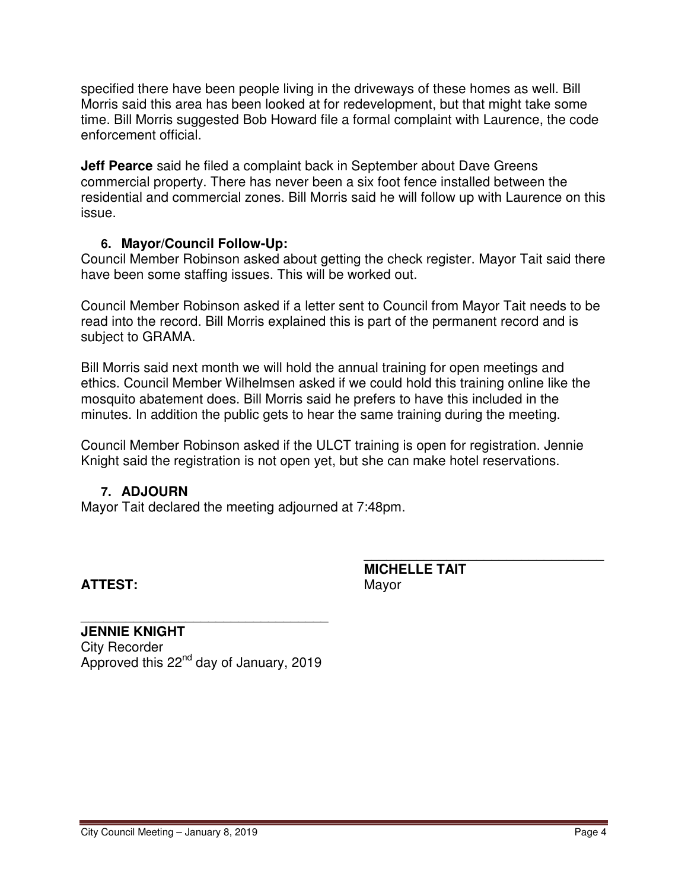specified there have been people living in the driveways of these homes as well. Bill Morris said this area has been looked at for redevelopment, but that might take some time. Bill Morris suggested Bob Howard file a formal complaint with Laurence, the code enforcement official.

**Jeff Pearce** said he filed a complaint back in September about Dave Greens commercial property. There has never been a six foot fence installed between the residential and commercial zones. Bill Morris said he will follow up with Laurence on this issue.

**6. Mayor/Council Follow-Up:**

Council Member Robinson asked about getting the check register. Mayor Tait said there have been some staffing issues. This will be worked out.

Council Member Robinson asked if a letter sent to Council from Mayor Tait needs to be read into the record. Bill Morris explained this is part of the permanent record and is subject to GRAMA.

Bill Morris said next month we will hold the annual training for open meetings and ethics. Council Member Wilhelmsen asked if we could hold this training online like the mosquito abatement does. Bill Morris said he prefers to have this included in the minutes. In addition the public gets to hear the same training during the meeting.

Council Member Robinson asked if the ULCT training is open for registration. Jennie Knight said the registration is not open yet, but she can make hotel reservations.

**7. ADJOURN**

Mayor Tait declared the meeting adjourned at 7:48pm.

\_\_\_\_\_\_\_\_\_\_\_\_\_\_\_\_\_\_\_\_\_\_\_\_\_\_\_\_\_\_\_\_\_\_\_

**MICHELLE TAIT**
Mayor

**ATTEST:**

\_\_\_\_\_\_\_\_\_\_\_\_\_\_\_\_\_\_\_\_\_\_\_\_\_\_\_\_\_\_\_\_\_\_\_

**JENNIE KNIGHT**
City Recorder
Approved this 22nd day of January, 2019